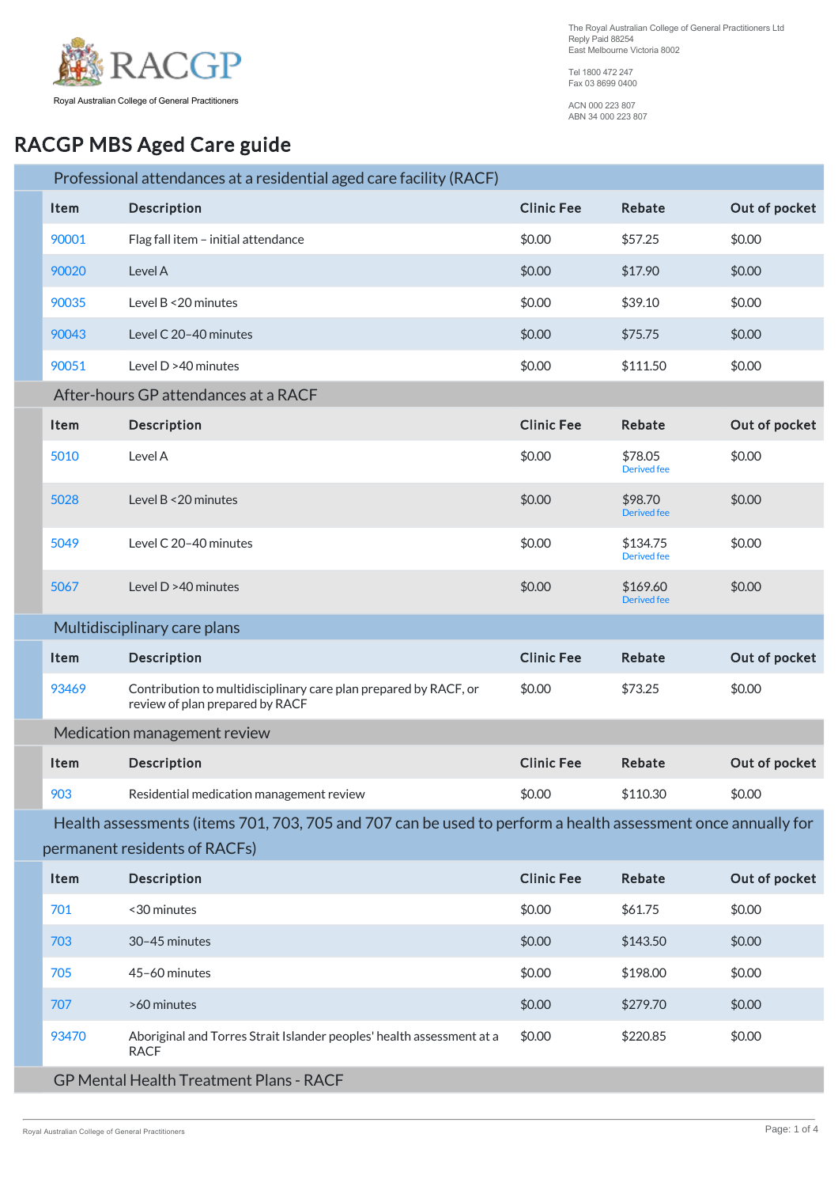The Royal Australian College of General Practitioners Ltd
Reply Paid 88254
East Melbourne Victoria 8002

Tel 1800 472 247
Fax 03 8699 0400

ACN 000 223 807
ABN 34 000 223 807

RACGP
Royal Australian College of General Practitioners

# RACGP MBS Aged Care guide

## Professional attendances at a residential aged care facility (RACF)

| Item | Description | Clinic Fee | Rebate | Out of pocket |
|---|---|---|---|---|
| 90001 | Flag fall item – initial attendance | $0.00 | $57.25 | $0.00 |
| 90020 | Level A | $0.00 | $17.90 | $0.00 |
| 90035 | Level B <20 minutes | $0.00 | $39.10 | $0.00 |
| 90043 | Level C 20–40 minutes | $0.00 | $75.75 | $0.00 |
| 90051 | Level D >40 minutes | $0.00 | $111.50 | $0.00 |

## After-hours GP attendances at a RACF

| Item | Description | Clinic Fee | Rebate | Out of pocket |
|---|---|---|---|---|
| 5010 | Level A | $0.00 | $78.05 Derived fee | $0.00 |
| 5028 | Level B <20 minutes | $0.00 | $98.70 Derived fee | $0.00 |
| 5049 | Level C 20–40 minutes | $0.00 | $134.75 Derived fee | $0.00 |
| 5067 | Level D >40 minutes | $0.00 | $169.60 Derived fee | $0.00 |

## Multidisciplinary care plans

| Item | Description | Clinic Fee | Rebate | Out of pocket |
|---|---|---|---|---|
| 93469 | Contribution to multidisciplinary care plan prepared by RACF, or review of plan prepared by RACF | $0.00 | $73.25 | $0.00 |

## Medication management review

| Item | Description | Clinic Fee | Rebate | Out of pocket |
|---|---|---|---|---|
| 903 | Residential medication management review | $0.00 | $110.30 | $0.00 |

## Health assessments (items 701, 703, 705 and 707 can be used to perform a health assessment once annually for permanent residents of RACFs)

| Item | Description | Clinic Fee | Rebate | Out of pocket |
|---|---|---|---|---|
| 701 | <30 minutes | $0.00 | $61.75 | $0.00 |
| 703 | 30–45 minutes | $0.00 | $143.50 | $0.00 |
| 705 | 45–60 minutes | $0.00 | $198.00 | $0.00 |
| 707 | >60 minutes | $0.00 | $279.70 | $0.00 |
| 93470 | Aboriginal and Torres Strait Islander peoples' health assessment at a RACF | $0.00 | $220.85 | $0.00 |

## GP Mental Health Treatment Plans - RACF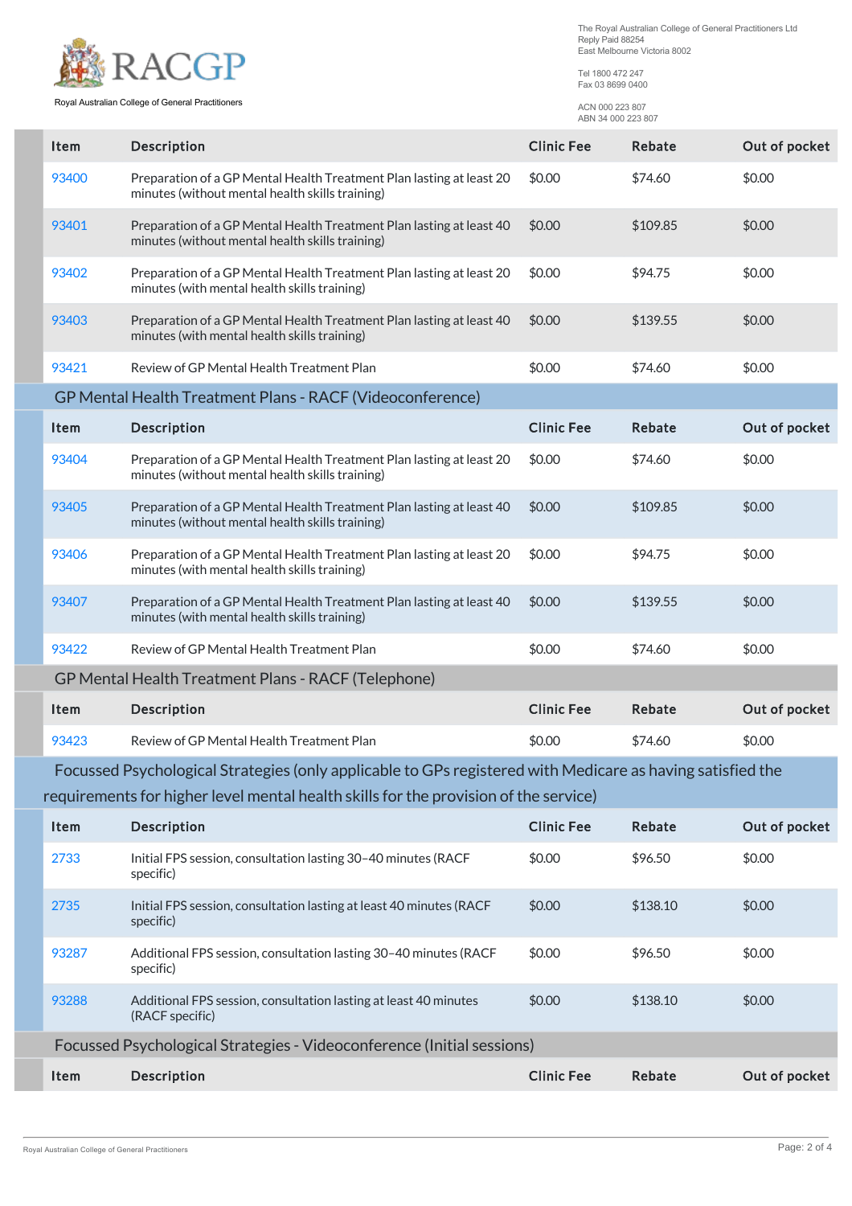| Item | Description | Clinic Fee | Rebate | Out of pocket |
|---|---|---|---|---|
| 93400 | Preparation of a GP Mental Health Treatment Plan lasting at least 20 minutes (without mental health skills training) | $0.00 | $74.60 | $0.00 |
| 93401 | Preparation of a GP Mental Health Treatment Plan lasting at least 40 minutes (without mental health skills training) | $0.00 | $109.85 | $0.00 |
| 93402 | Preparation of a GP Mental Health Treatment Plan lasting at least 20 minutes (with mental health skills training) | $0.00 | $94.75 | $0.00 |
| 93403 | Preparation of a GP Mental Health Treatment Plan lasting at least 40 minutes (with mental health skills training) | $0.00 | $139.55 | $0.00 |
| 93421 | Review of GP Mental Health Treatment Plan | $0.00 | $74.60 | $0.00 |

## GP Mental Health Treatment Plans - RACF (Videoconference)

| Item | Description | Clinic Fee | Rebate | Out of pocket |
|---|---|---|---|---|
| 93404 | Preparation of a GP Mental Health Treatment Plan lasting at least 20 minutes (without mental health skills training) | $0.00 | $74.60 | $0.00 |
| 93405 | Preparation of a GP Mental Health Treatment Plan lasting at least 40 minutes (without mental health skills training) | $0.00 | $109.85 | $0.00 |
| 93406 | Preparation of a GP Mental Health Treatment Plan lasting at least 20 minutes (with mental health skills training) | $0.00 | $94.75 | $0.00 |
| 93407 | Preparation of a GP Mental Health Treatment Plan lasting at least 40 minutes (with mental health skills training) | $0.00 | $139.55 | $0.00 |
| 93422 | Review of GP Mental Health Treatment Plan | $0.00 | $74.60 | $0.00 |

## GP Mental Health Treatment Plans - RACF (Telephone)

| Item | Description | Clinic Fee | Rebate | Out of pocket |
|---|---|---|---|---|
| 93423 | Review of GP Mental Health Treatment Plan | $0.00 | $74.60 | $0.00 |

## Focussed Psychological Strategies (only applicable to GPs registered with Medicare as having satisfied the requirements for higher level mental health skills for the provision of the service)

| Item | Description | Clinic Fee | Rebate | Out of pocket |
|---|---|---|---|---|
| 2733 | Initial FPS session, consultation lasting 30–40 minutes (RACF specific) | $0.00 | $96.50 | $0.00 |
| 2735 | Initial FPS session, consultation lasting at least 40 minutes (RACF specific) | $0.00 | $138.10 | $0.00 |
| 93287 | Additional FPS session, consultation lasting 30–40 minutes (RACF specific) | $0.00 | $96.50 | $0.00 |
| 93288 | Additional FPS session, consultation lasting at least 40 minutes (RACF specific) | $0.00 | $138.10 | $0.00 |

## Focussed Psychological Strategies - Videoconference (Initial sessions)

| Item | Description | Clinic Fee | Rebate | Out of pocket |
|---|---|---|---|---|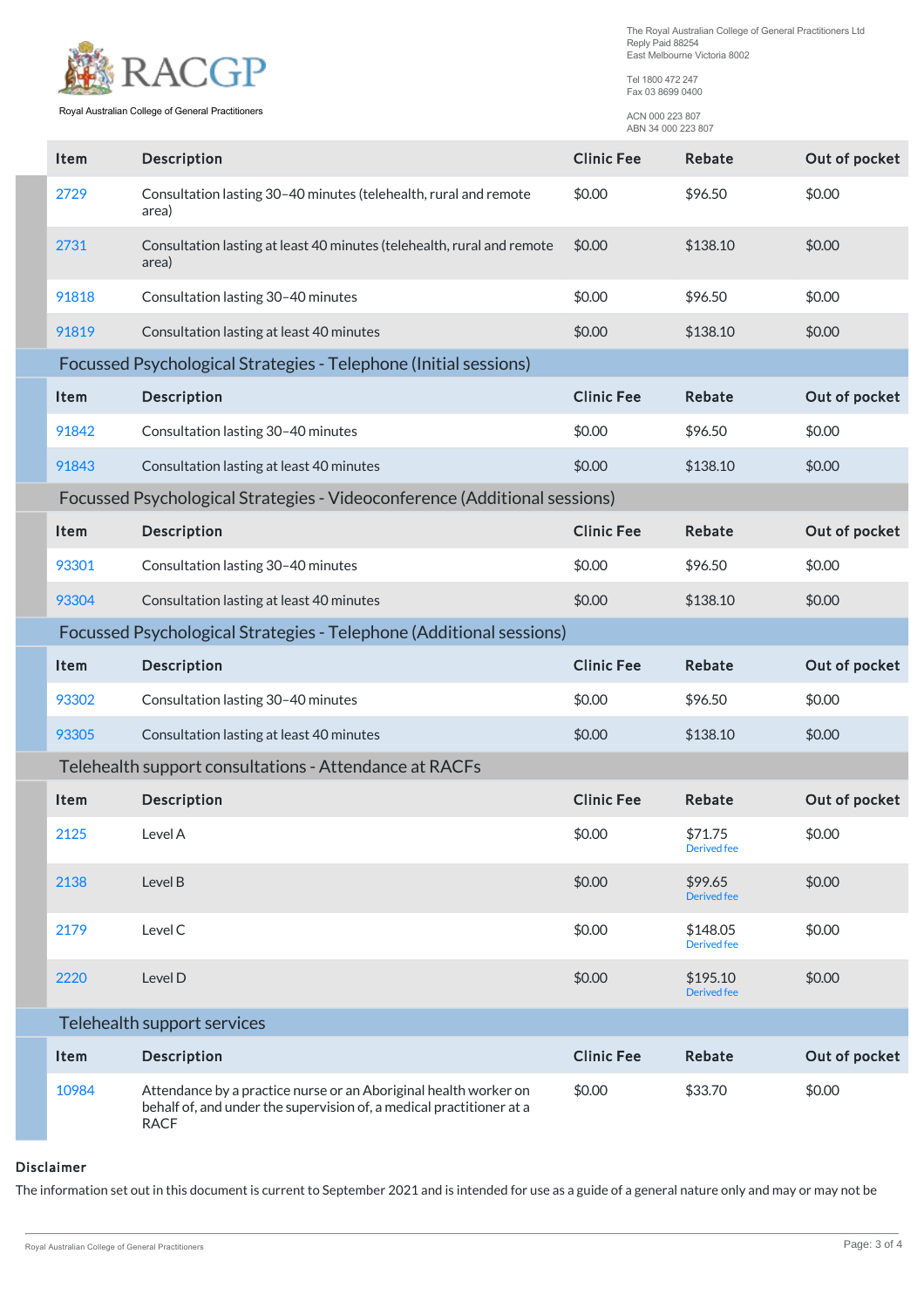| Item | Description | Clinic Fee | Rebate | Out of pocket |
|---|---|---|---|---|
| 2729 | Consultation lasting 30–40 minutes (telehealth, rural and remote area) | $0.00 | $96.50 | $0.00 |
| 2731 | Consultation lasting at least 40 minutes (telehealth, rural and remote area) | $0.00 | $138.10 | $0.00 |
| 91818 | Consultation lasting 30–40 minutes | $0.00 | $96.50 | $0.00 |
| 91819 | Consultation lasting at least 40 minutes | $0.00 | $138.10 | $0.00 |

## Focussed Psychological Strategies - Telephone (Initial sessions)

| Item | Description | Clinic Fee | Rebate | Out of pocket |
|---|---|---|---|---|
| 91842 | Consultation lasting 30–40 minutes | $0.00 | $96.50 | $0.00 |
| 91843 | Consultation lasting at least 40 minutes | $0.00 | $138.10 | $0.00 |

## Focussed Psychological Strategies - Videoconference (Additional sessions)

| Item | Description | Clinic Fee | Rebate | Out of pocket |
|---|---|---|---|---|
| 93301 | Consultation lasting 30–40 minutes | $0.00 | $96.50 | $0.00 |
| 93304 | Consultation lasting at least 40 minutes | $0.00 | $138.10 | $0.00 |

## Focussed Psychological Strategies - Telephone (Additional sessions)

| Item | Description | Clinic Fee | Rebate | Out of pocket |
|---|---|---|---|---|
| 93302 | Consultation lasting 30–40 minutes | $0.00 | $96.50 | $0.00 |
| 93305 | Consultation lasting at least 40 minutes | $0.00 | $138.10 | $0.00 |

## Telehealth support consultations - Attendance at RACFs

| Item | Description | Clinic Fee | Rebate | Out of pocket |
|---|---|---|---|---|
| 2125 | Level A | $0.00 | $71.75 Derived fee | $0.00 |
| 2138 | Level B | $0.00 | $99.65 Derived fee | $0.00 |
| 2179 | Level C | $0.00 | $148.05 Derived fee | $0.00 |
| 2220 | Level D | $0.00 | $195.10 Derived fee | $0.00 |

## Telehealth support services

| Item | Description | Clinic Fee | Rebate | Out of pocket |
|---|---|---|---|---|
| 10984 | Attendance by a practice nurse or an Aboriginal health worker on behalf of, and under the supervision of, a medical practitioner at a RACF | $0.00 | $33.70 | $0.00 |

### Disclaimer

The information set out in this document is current to September 2021 and is intended for use as a guide of a general nature only and may or may not be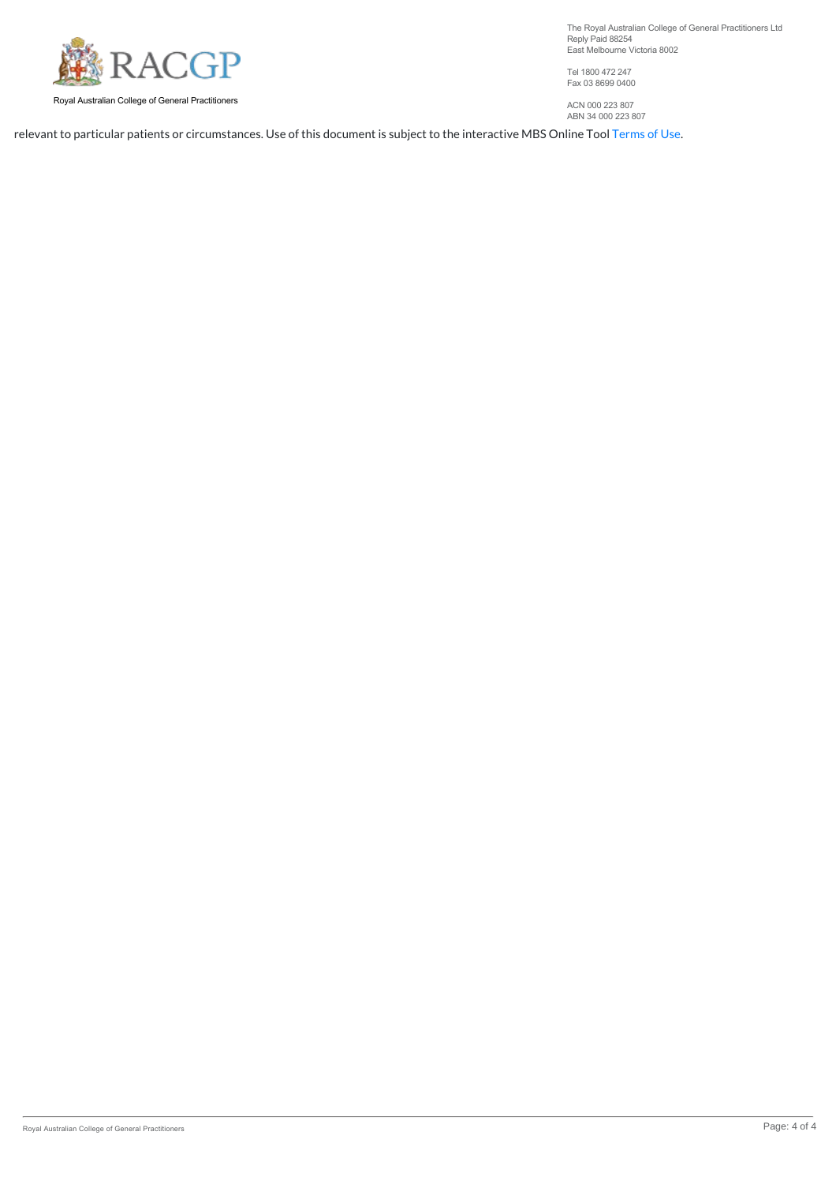relevant to particular patients or circumstances. Use of this document is subject to the interactive MBS Online Tool Terms of Use.